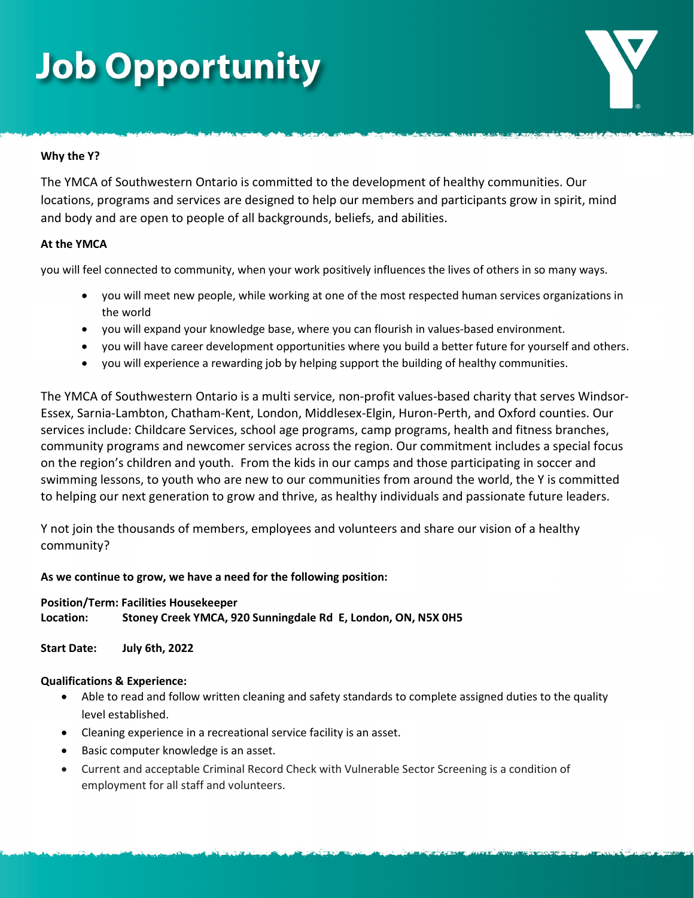# Job Opportunity

**Why the Y?**

The YMCA of Southwestern Ontario is committed to the development of healthy communities. Our locations, programs and services are designed to help our members and participants grow in spirit, mind and body and are open to people of all backgrounds, beliefs, and abilities.

**At the YMCA**

you will feel connected to community, when your work positively influences the lives of others in so many ways.

- you will meet new people, while working at one of the most respected human services organizations in the world
- you will expand your knowledge base, where you can flourish in values-based environment.
- you will have career development opportunities where you build a better future for yourself and others.
- you will experience a rewarding job by helping support the building of healthy communities.

The YMCA of Southwestern Ontario is a multi service, non-profit values-based charity that serves Windsor-Essex, Sarnia-Lambton, Chatham-Kent, London, Middlesex-Elgin, Huron-Perth, and Oxford counties. Our services include: Childcare Services, school age programs, camp programs, health and fitness branches, community programs and newcomer services across the region. Our commitment includes a special focus on the region's children and youth. From the kids in our camps and those participating in soccer and swimming lessons, to youth who are new to our communities from around the world, the Y is committed to helping our next generation to grow and thrive, as healthy individuals and passionate future leaders.

Y not join the thousands of members, employees and volunteers and share our vision of a healthy community?

**As we continue to grow, we have a need for the following position:**

**Position/Term: Facilities Housekeeper**
**Location: Stoney Creek YMCA, 920 Sunningdale Rd E, London, ON, N5X 0H5**

**Start Date: July 6th, 2022**

**Qualifications & Experience:**

- Able to read and follow written cleaning and safety standards to complete assigned duties to the quality level established.
- Cleaning experience in a recreational service facility is an asset.
- Basic computer knowledge is an asset.
- Current and acceptable Criminal Record Check with Vulnerable Sector Screening is a condition of employment for all staff and volunteers.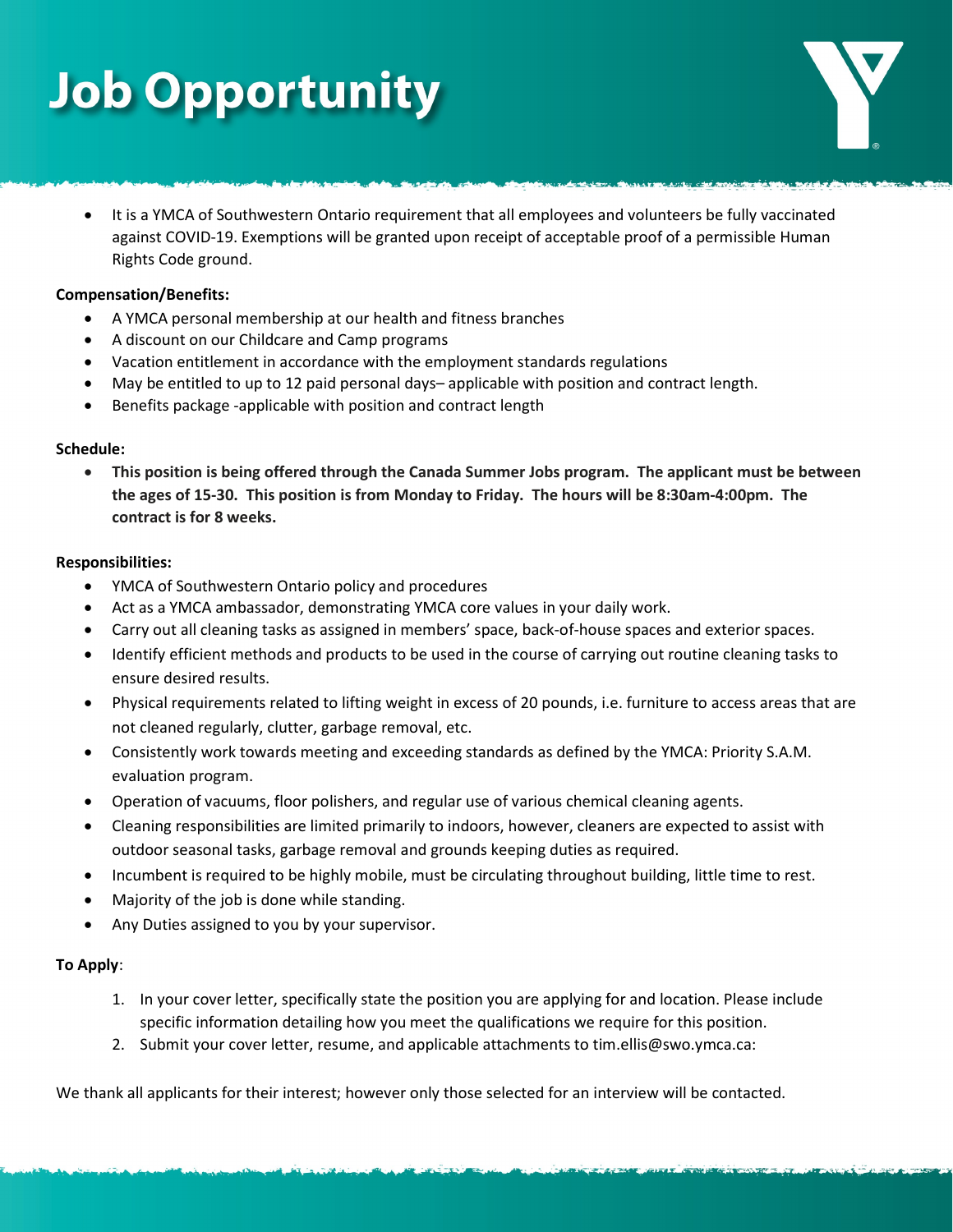# Job Opportunity

- It is a YMCA of Southwestern Ontario requirement that all employees and volunteers be fully vaccinated against COVID-19. Exemptions will be granted upon receipt of acceptable proof of a permissible Human Rights Code ground.

**Compensation/Benefits:**

- A YMCA personal membership at our health and fitness branches
- A discount on our Childcare and Camp programs
- Vacation entitlement in accordance with the employment standards regulations
- May be entitled to up to 12 paid personal days– applicable with position and contract length.
- Benefits package -applicable with position and contract length

**Schedule:**

- **This position is being offered through the Canada Summer Jobs program. The applicant must be between the ages of 15-30. This position is from Monday to Friday. The hours will be 8:30am-4:00pm. The contract is for 8 weeks.**

**Responsibilities:**

- YMCA of Southwestern Ontario policy and procedures
- Act as a YMCA ambassador, demonstrating YMCA core values in your daily work.
- Carry out all cleaning tasks as assigned in members' space, back-of-house spaces and exterior spaces.
- Identify efficient methods and products to be used in the course of carrying out routine cleaning tasks to ensure desired results.
- Physical requirements related to lifting weight in excess of 20 pounds, i.e. furniture to access areas that are not cleaned regularly, clutter, garbage removal, etc.
- Consistently work towards meeting and exceeding standards as defined by the YMCA: Priority S.A.M. evaluation program.
- Operation of vacuums, floor polishers, and regular use of various chemical cleaning agents.
- Cleaning responsibilities are limited primarily to indoors, however, cleaners are expected to assist with outdoor seasonal tasks, garbage removal and grounds keeping duties as required.
- Incumbent is required to be highly mobile, must be circulating throughout building, little time to rest.
- Majority of the job is done while standing.
- Any Duties assigned to you by your supervisor.

**To Apply**:

1. In your cover letter, specifically state the position you are applying for and location. Please include specific information detailing how you meet the qualifications we require for this position.
2. Submit your cover letter, resume, and applicable attachments to tim.ellis@swo.ymca.ca:

We thank all applicants for their interest; however only those selected for an interview will be contacted.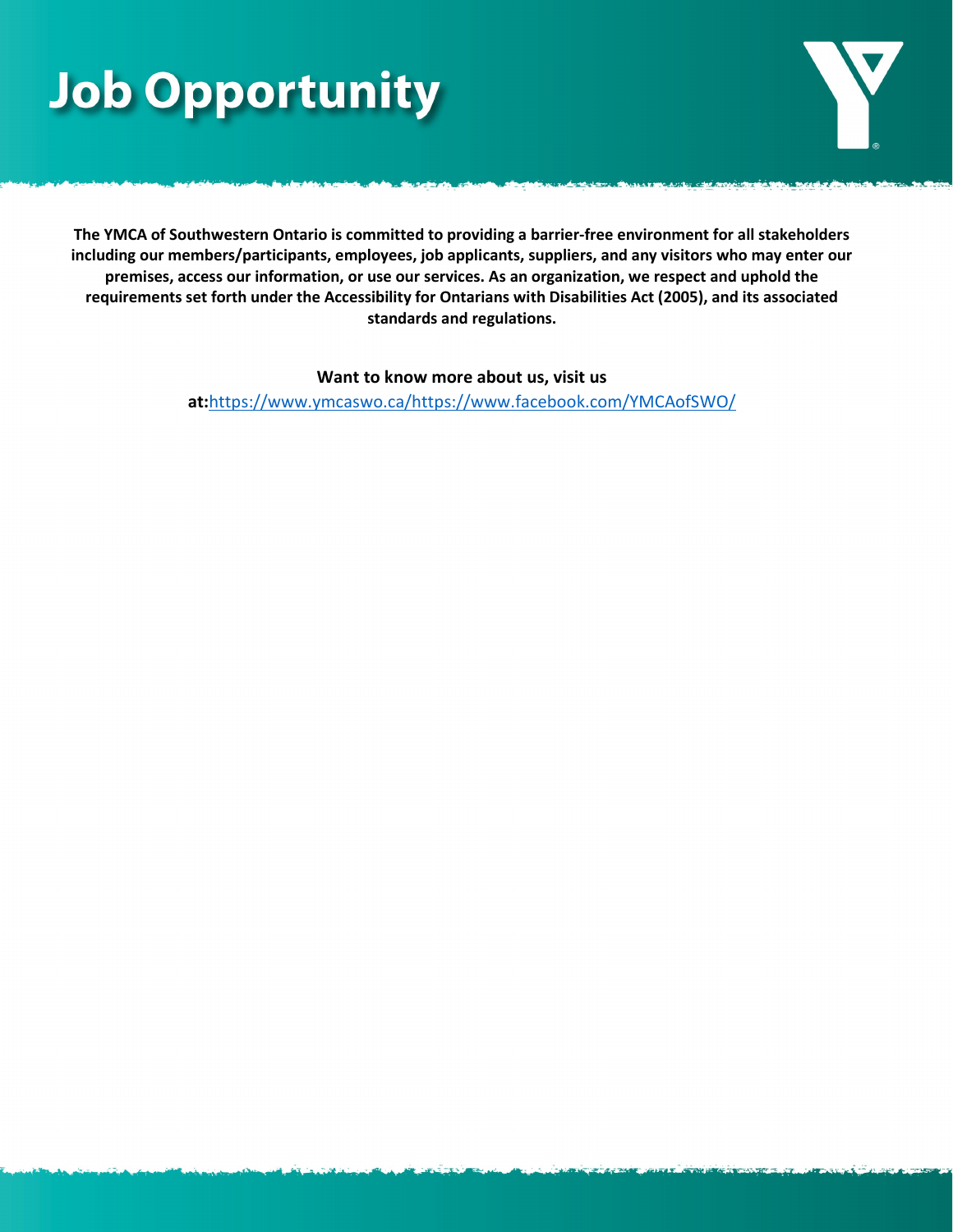# Job Opportunity

**The YMCA of Southwestern Ontario is committed to providing a barrier-free environment for all stakeholders including our members/participants, employees, job applicants, suppliers, and any visitors who may enter our premises, access our information, or use our services. As an organization, we respect and uphold the requirements set forth under the Accessibility for Ontarians with Disabilities Act (2005), and its associated standards and regulations.**

**Want to know more about us, visit us at:**https://www.ymcaswo.ca/https://www.facebook.com/YMCAofSWO/